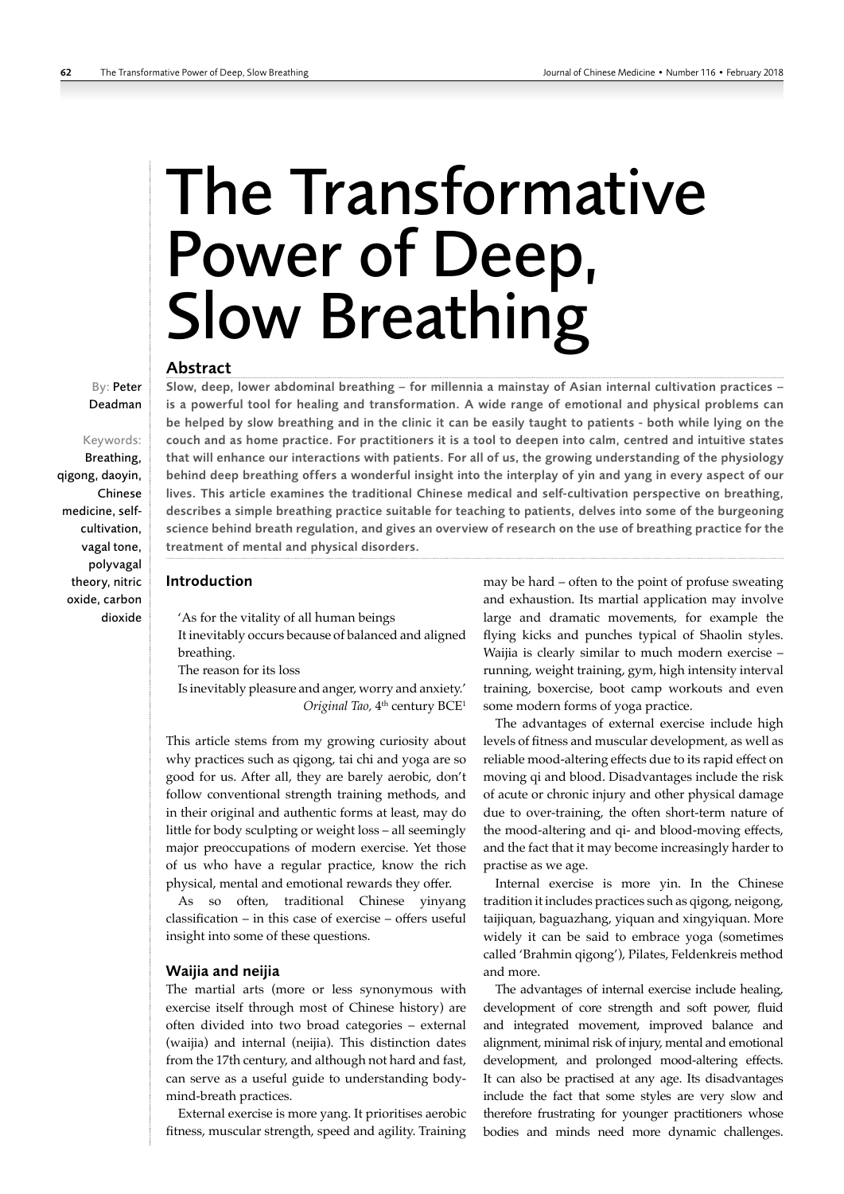# The Transformative Power of Deep, Slow Breathing

By: Peter Deadman

Keywords: Breathing, qigong, daoyin, Chinese medicine, self-cultivation, vagal tone, polyvagal theory, nitric oxide, carbon dioxide

## Abstract

**Slow, deep, lower abdominal breathing – for millennia a mainstay of Asian internal cultivation practices – is a powerful tool for healing and transformation. A wide range of emotional and physical problems can be helped by slow breathing and in the clinic it can be easily taught to patients - both while lying on the couch and as home practice. For practitioners it is a tool to deepen into calm, centred and intuitive states that will enhance our interactions with patients. For all of us, the growing understanding of the physiology behind deep breathing offers a wonderful insight into the interplay of yin and yang in every aspect of our lives. This article examines the traditional Chinese medical and self-cultivation perspective on breathing, describes a simple breathing practice suitable for teaching to patients, delves into some of the burgeoning science behind breath regulation, and gives an overview of research on the use of breathing practice for the treatment of mental and physical disorders.**

## Introduction

> 'As for the vitality of all human beings
> It inevitably occurs because of balanced and aligned breathing.
> The reason for its loss
> Is inevitably pleasure and anger, worry and anxiety.'
> *Original Tao,* 4th century BCE[1]

This article stems from my growing curiosity about why practices such as qigong, tai chi and yoga are so good for us. After all, they are barely aerobic, don't follow conventional strength training methods, and in their original and authentic forms at least, may do little for body sculpting or weight loss – all seemingly major preoccupations of modern exercise. Yet those of us who have a regular practice, know the rich physical, mental and emotional rewards they offer.

As so often, traditional Chinese yinyang classification – in this case of exercise – offers useful insight into some of these questions.

### Waijia and neijia

The martial arts (more or less synonymous with exercise itself through most of Chinese history) are often divided into two broad categories – external (waijia) and internal (neijia). This distinction dates from the 17th century, and although not hard and fast, can serve as a useful guide to understanding body-mind-breath practices.

External exercise is more yang. It prioritises aerobic fitness, muscular strength, speed and agility. Training may be hard – often to the point of profuse sweating and exhaustion. Its martial application may involve large and dramatic movements, for example the flying kicks and punches typical of Shaolin styles. Waijia is clearly similar to much modern exercise – running, weight training, gym, high intensity interval training, boxercise, boot camp workouts and even some modern forms of yoga practice.

The advantages of external exercise include high levels of fitness and muscular development, as well as reliable mood-altering effects due to its rapid effect on moving qi and blood. Disadvantages include the risk of acute or chronic injury and other physical damage due to over-training, the often short-term nature of the mood-altering and qi- and blood-moving effects, and the fact that it may become increasingly harder to practise as we age.

Internal exercise is more yin. In the Chinese tradition it includes practices such as qigong, neigong, taijiquan, baguazhang, yiquan and xingyiquan. More widely it can be said to embrace yoga (sometimes called 'Brahmin qigong'), Pilates, Feldenkreis method and more.

The advantages of internal exercise include healing, development of core strength and soft power, fluid and integrated movement, improved balance and alignment, minimal risk of injury, mental and emotional development, and prolonged mood-altering effects. It can also be practised at any age. Its disadvantages include the fact that some styles are very slow and therefore frustrating for younger practitioners whose bodies and minds need more dynamic challenges.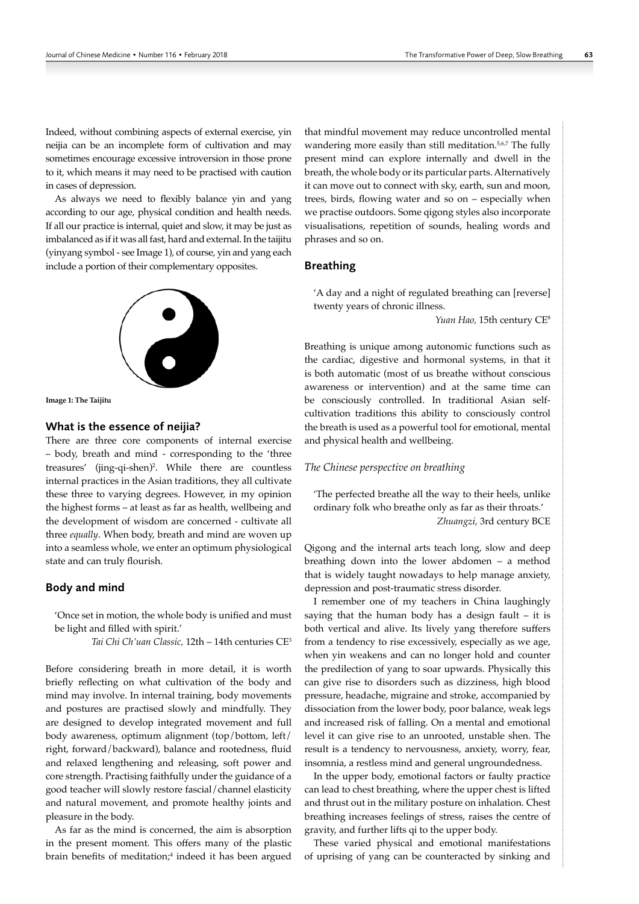Indeed, without combining aspects of external exercise, yin neijia can be an incomplete form of cultivation and may sometimes encourage excessive introversion in those prone to it, which means it may need to be practised with caution in cases of depression.

As always we need to flexibly balance yin and yang according to our age, physical condition and health needs. If all our practice is internal, quiet and slow, it may be just as imbalanced as if it was all fast, hard and external. In the taijitu (yinyang symbol - see Image 1), of course, yin and yang each include a portion of their complementary opposites.

**Image 1: The Taijitu**

### What is the essence of neijia?

There are three core components of internal exercise – body, breath and mind - corresponding to the 'three treasures' (jing-qi-shen)[2]. While there are countless internal practices in the Asian traditions, they all cultivate these three to varying degrees. However, in my opinion the highest forms – at least as far as health, wellbeing and the development of wisdom are concerned - cultivate all three *equally*. When body, breath and mind are woven up into a seamless whole, we enter an optimum physiological state and can truly flourish.

## Body and mind

> 'Once set in motion, the whole body is unified and must be light and filled with spirit.'
>
> *Tai Chi Ch'uan Classic,* 12th – 14th centuries CE[3]

Before considering breath in more detail, it is worth briefly reflecting on what cultivation of the body and mind may involve. In internal training, body movements and postures are practised slowly and mindfully. They are designed to develop integrated movement and full body awareness, optimum alignment (top/bottom, left/right, forward/backward), balance and rootedness, fluid and relaxed lengthening and releasing, soft power and core strength. Practising faithfully under the guidance of a good teacher will slowly restore fascial/channel elasticity and natural movement, and promote healthy joints and pleasure in the body.

As far as the mind is concerned, the aim is absorption in the present moment. This offers many of the plastic brain benefits of meditation;[4] indeed it has been argued that mindful movement may reduce uncontrolled mental wandering more easily than still meditation.[5,6,7] The fully present mind can explore internally and dwell in the breath, the whole body or its particular parts. Alternatively it can move out to connect with sky, earth, sun and moon, trees, birds, flowing water and so on – especially when we practise outdoors. Some qigong styles also incorporate visualisations, repetition of sounds, healing words and phrases and so on.

## Breathing

> 'A day and a night of regulated breathing can [reverse] twenty years of chronic illness.
>
> *Yuan Hao,* 15th century CE[8]

Breathing is unique among autonomic functions such as the cardiac, digestive and hormonal systems, in that it is both automatic (most of us breathe without conscious awareness or intervention) and at the same time can be consciously controlled. In traditional Asian self-cultivation traditions this ability to consciously control the breath is used as a powerful tool for emotional, mental and physical health and wellbeing.

*The Chinese perspective on breathing*

> 'The perfected breathe all the way to their heels, unlike ordinary folk who breathe only as far as their throats.'
>
> *Zhuangzi,* 3rd century BCE

Qigong and the internal arts teach long, slow and deep breathing down into the lower abdomen – a method that is widely taught nowadays to help manage anxiety, depression and post-traumatic stress disorder.

I remember one of my teachers in China laughingly saying that the human body has a design fault – it is both vertical and alive. Its lively yang therefore suffers from a tendency to rise excessively, especially as we age, when yin weakens and can no longer hold and counter the predilection of yang to soar upwards. Physically this can give rise to disorders such as dizziness, high blood pressure, headache, migraine and stroke, accompanied by dissociation from the lower body, poor balance, weak legs and increased risk of falling. On a mental and emotional level it can give rise to an unrooted, unstable shen. The result is a tendency to nervousness, anxiety, worry, fear, insomnia, a restless mind and general ungroundedness.

In the upper body, emotional factors or faulty practice can lead to chest breathing, where the upper chest is lifted and thrust out in the military posture on inhalation. Chest breathing increases feelings of stress, raises the centre of gravity, and further lifts qi to the upper body.

These varied physical and emotional manifestations of uprising of yang can be counteracted by sinking and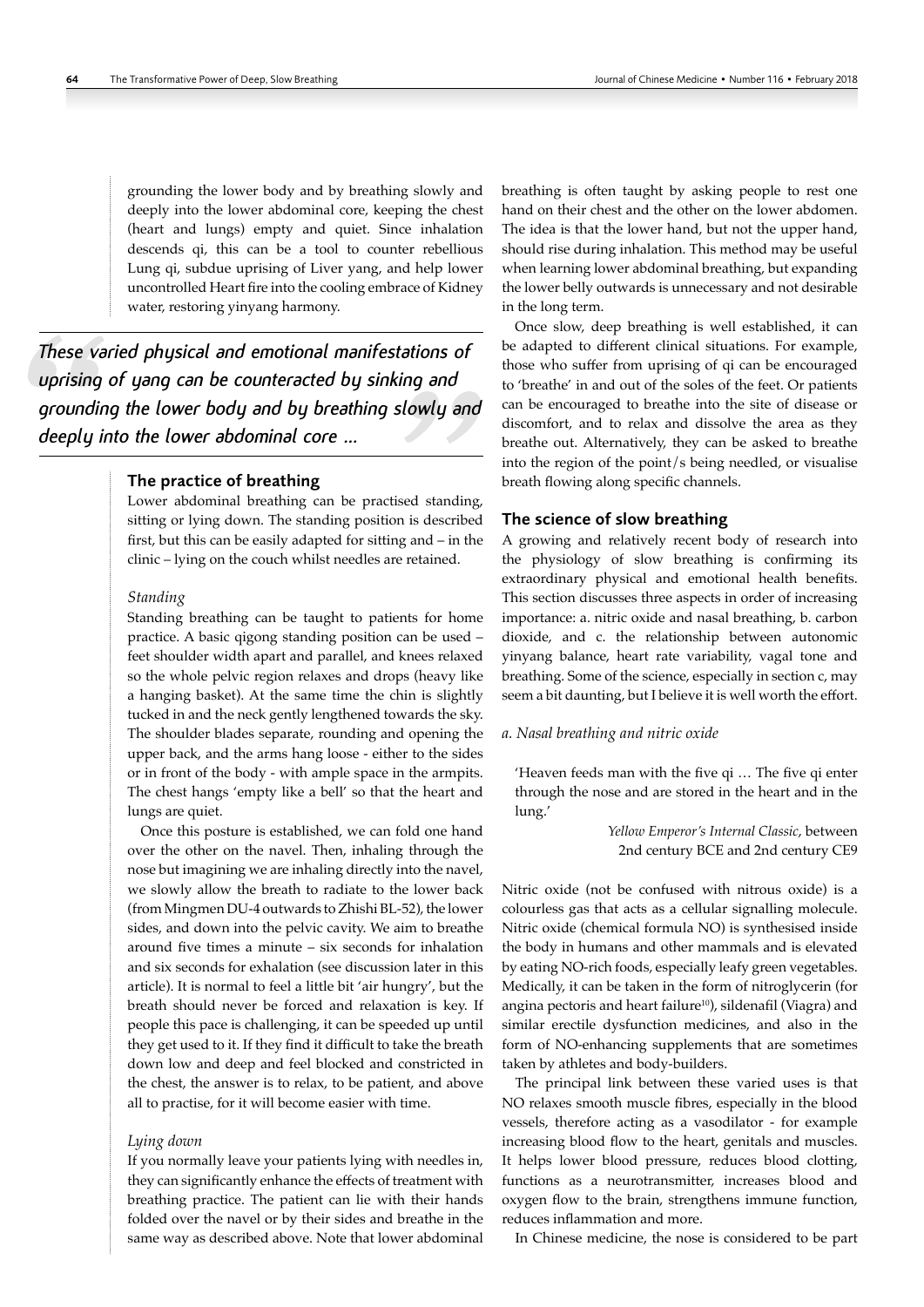grounding the lower body and by breathing slowly and deeply into the lower abdominal core, keeping the chest (heart and lungs) empty and quiet. Since inhalation descends qi, this can be a tool to counter rebellious Lung qi, subdue uprising of Liver yang, and help lower uncontrolled Heart fire into the cooling embrace of Kidney water, restoring yinyang harmony.

> *These varied physical and emotional manifestations of uprising of yang can be counteracted by sinking and grounding the lower body and by breathing slowly and deeply into the lower abdominal core ...*

## The practice of breathing

Lower abdominal breathing can be practised standing, sitting or lying down. The standing position is described first, but this can be easily adapted for sitting and – in the clinic – lying on the couch whilst needles are retained.

### *Standing*

Standing breathing can be taught to patients for home practice. A basic qigong standing position can be used – feet shoulder width apart and parallel, and knees relaxed so the whole pelvic region relaxes and drops (heavy like a hanging basket). At the same time the chin is slightly tucked in and the neck gently lengthened towards the sky. The shoulder blades separate, rounding and opening the upper back, and the arms hang loose - either to the sides or in front of the body - with ample space in the armpits. The chest hangs 'empty like a bell' so that the heart and lungs are quiet.

Once this posture is established, we can fold one hand over the other on the navel. Then, inhaling through the nose but imagining we are inhaling directly into the navel, we slowly allow the breath to radiate to the lower back (from Mingmen DU-4 outwards to Zhishi BL-52), the lower sides, and down into the pelvic cavity. We aim to breathe around five times a minute – six seconds for inhalation and six seconds for exhalation (see discussion later in this article). It is normal to feel a little bit 'air hungry', but the breath should never be forced and relaxation is key. If people this pace is challenging, it can be speeded up until they get used to it. If they find it difficult to take the breath down low and deep and feel blocked and constricted in the chest, the answer is to relax, to be patient, and above all to practise, for it will become easier with time.

### *Lying down*

If you normally leave your patients lying with needles in, they can significantly enhance the effects of treatment with breathing practice. The patient can lie with their hands folded over the navel or by their sides and breathe in the same way as described above. Note that lower abdominal breathing is often taught by asking people to rest one hand on their chest and the other on the lower abdomen. The idea is that the lower hand, but not the upper hand, should rise during inhalation. This method may be useful when learning lower abdominal breathing, but expanding the lower belly outwards is unnecessary and not desirable in the long term.

Once slow, deep breathing is well established, it can be adapted to different clinical situations. For example, those who suffer from uprising of qi can be encouraged to 'breathe' in and out of the soles of the feet. Or patients can be encouraged to breathe into the site of disease or discomfort, and to relax and dissolve the area as they breathe out. Alternatively, they can be asked to breathe into the region of the point/s being needled, or visualise breath flowing along specific channels.

## The science of slow breathing

A growing and relatively recent body of research into the physiology of slow breathing is confirming its extraordinary physical and emotional health benefits. This section discusses three aspects in order of increasing importance: a. nitric oxide and nasal breathing, b. carbon dioxide, and c. the relationship between autonomic yinyang balance, heart rate variability, vagal tone and breathing. Some of the science, especially in section c, may seem a bit daunting, but I believe it is well worth the effort.

### *a. Nasal breathing and nitric oxide*

> 'Heaven feeds man with the five qi … The five qi enter through the nose and are stored in the heart and in the lung.'
>
> *Yellow Emperor's Internal Classic*, between 2nd century BCE and 2nd century CE9

Nitric oxide (not be confused with nitrous oxide) is a colourless gas that acts as a cellular signalling molecule. Nitric oxide (chemical formula NO) is synthesised inside the body in humans and other mammals and is elevated by eating NO-rich foods, especially leafy green vegetables. Medically, it can be taken in the form of nitroglycerin (for angina pectoris and heart failure[10]), sildenafil (Viagra) and similar erectile dysfunction medicines, and also in the form of NO-enhancing supplements that are sometimes taken by athletes and body-builders.

The principal link between these varied uses is that NO relaxes smooth muscle fibres, especially in the blood vessels, therefore acting as a vasodilator - for example increasing blood flow to the heart, genitals and muscles. It helps lower blood pressure, reduces blood clotting, functions as a neurotransmitter, increases blood and oxygen flow to the brain, strengthens immune function, reduces inflammation and more.

In Chinese medicine, the nose is considered to be part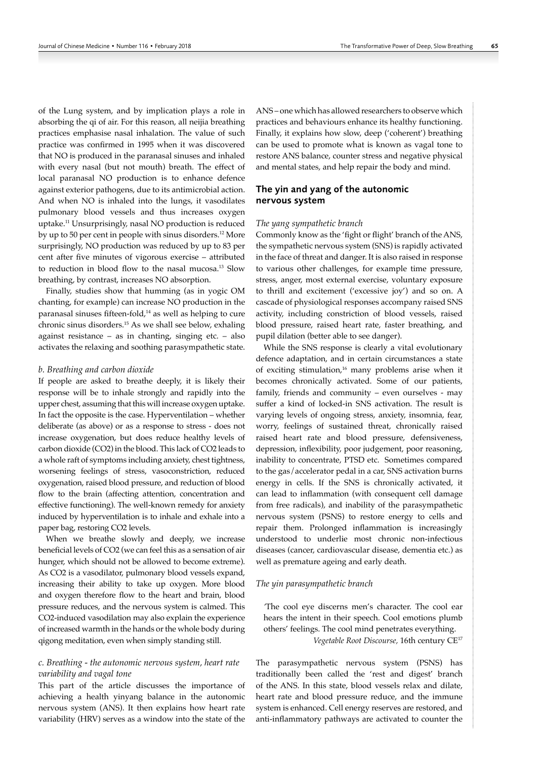of the Lung system, and by implication plays a role in absorbing the qi of air. For this reason, all neijia breathing practices emphasise nasal inhalation. The value of such practice was confirmed in 1995 when it was discovered that NO is produced in the paranasal sinuses and inhaled with every nasal (but not mouth) breath. The effect of local paranasal NO production is to enhance defence against exterior pathogens, due to its antimicrobial action. And when NO is inhaled into the lungs, it vasodilates pulmonary blood vessels and thus increases oxygen uptake.[11] Unsurprisingly, nasal NO production is reduced by up to 50 per cent in people with sinus disorders.[12] More surprisingly, NO production was reduced by up to 83 per cent after five minutes of vigorous exercise – attributed to reduction in blood flow to the nasal mucosa.[13] Slow breathing, by contrast, increases NO absorption.

Finally, studies show that humming (as in yogic OM chanting, for example) can increase NO production in the paranasal sinuses fifteen-fold,[14] as well as helping to cure chronic sinus disorders.[15] As we shall see below, exhaling against resistance – as in chanting, singing etc. – also activates the relaxing and soothing parasympathetic state.

### *b. Breathing and carbon dioxide*

If people are asked to breathe deeply, it is likely their response will be to inhale strongly and rapidly into the upper chest, assuming that this will increase oxygen uptake. In fact the opposite is the case. Hyperventilation – whether deliberate (as above) or as a response to stress - does not increase oxygenation, but does reduce healthy levels of carbon dioxide ($CO_2$) in the blood. This lack of $CO_2$ leads to a whole raft of symptoms including anxiety, chest tightness, worsening feelings of stress, vasoconstriction, reduced oxygenation, raised blood pressure, and reduction of blood flow to the brain (affecting attention, concentration and effective functioning). The well-known remedy for anxiety induced by hyperventilation is to inhale and exhale into a paper bag, restoring $CO_2$ levels.

When we breathe slowly and deeply, we increase beneficial levels of $CO_2$ (we can feel this as a sensation of air hunger, which should not be allowed to become extreme). As $CO_2$ is a vasodilator, pulmonary blood vessels expand, increasing their ability to take up oxygen. More blood and oxygen therefore flow to the heart and brain, blood pressure reduces, and the nervous system is calmed. This $CO_2$-induced vasodilation may also explain the experience of increased warmth in the hands or the whole body during qigong meditation, even when simply standing still.

### *c. Breathing - the autonomic nervous system, heart rate variability and vagal tone*

This part of the article discusses the importance of achieving a health yinyang balance in the autonomic nervous system (ANS). It then explains how heart rate variability (HRV) serves as a window into the state of the ANS – one which has allowed researchers to observe which practices and behaviours enhance its healthy functioning. Finally, it explains how slow, deep ('coherent') breathing can be used to promote what is known as vagal tone to restore ANS balance, counter stress and negative physical and mental states, and help repair the body and mind.

## The yin and yang of the autonomic nervous system

### *The yang sympathetic branch*

Commonly know as the 'fight or flight' branch of the ANS, the sympathetic nervous system (SNS) is rapidly activated in the face of threat and danger. It is also raised in response to various other challenges, for example time pressure, stress, anger, most external exercise, voluntary exposure to thrill and excitement ('excessive joy') and so on. A cascade of physiological responses accompany raised SNS activity, including constriction of blood vessels, raised blood pressure, raised heart rate, faster breathing, and pupil dilation (better able to see danger).

While the SNS response is clearly a vital evolutionary defence adaptation, and in certain circumstances a state of exciting stimulation,[16] many problems arise when it becomes chronically activated. Some of our patients, family, friends and community – even ourselves - may suffer a kind of locked-in SNS activation. The result is varying levels of ongoing stress, anxiety, insomnia, fear, worry, feelings of sustained threat, chronically raised raised heart rate and blood pressure, defensiveness, depression, inflexibility, poor judgement, poor reasoning, inability to concentrate, PTSD etc. Sometimes compared to the gas/accelerator pedal in a car, SNS activation burns energy in cells. If the SNS is chronically activated, it can lead to inflammation (with consequent cell damage from free radicals), and inability of the parasympathetic nervous system (PSNS) to restore energy to cells and repair them. Prolonged inflammation is increasingly understood to underlie most chronic non-infectious diseases (cancer, cardiovascular disease, dementia etc.) as well as premature ageing and early death.

### *The yin parasympathetic branch*

> 'The cool eye discerns men's character. The cool ear hears the intent in their speech. Cool emotions plumb others' feelings. The cool mind penetrates everything.
>
> *Vegetable Root Discourse*, 16th century CE[17]

The parasympathetic nervous system (PSNS) has traditionally been called the 'rest and digest' branch of the ANS. In this state, blood vessels relax and dilate, heart rate and blood pressure reduce, and the immune system is enhanced. Cell energy reserves are restored, and anti-inflammatory pathways are activated to counter the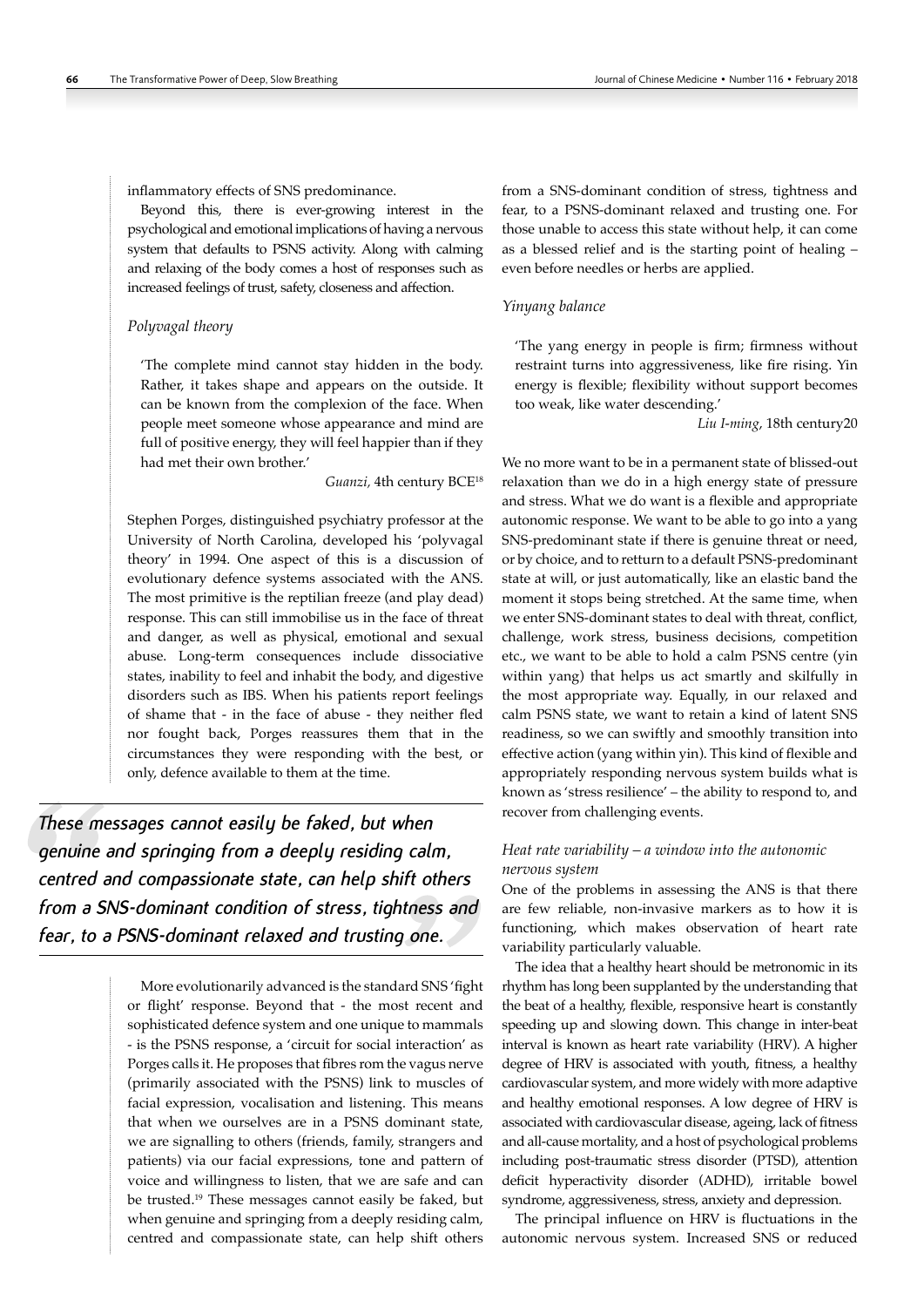inflammatory effects of SNS predominance.

Beyond this, there is ever-growing interest in the psychological and emotional implications of having a nervous system that defaults to PSNS activity. Along with calming and relaxing of the body comes a host of responses such as increased feelings of trust, safety, closeness and affection.

### *Polyvagal theory*

> 'The complete mind cannot stay hidden in the body. Rather, it takes shape and appears on the outside. It can be known from the complexion of the face. When people meet someone whose appearance and mind are full of positive energy, they will feel happier than if they had met their own brother.'
>
> *Guanzi*, 4th century BCE[18]

Stephen Porges, distinguished psychiatry professor at the University of North Carolina, developed his 'polyvagal theory' in 1994. One aspect of this is a discussion of evolutionary defence systems associated with the ANS. The most primitive is the reptilian freeze (and play dead) response. This can still immobilise us in the face of threat and danger, as well as physical, emotional and sexual abuse. Long-term consequences include dissociative states, inability to feel and inhabit the body, and digestive disorders such as IBS. When his patients report feelings of shame that - in the face of abuse - they neither fled nor fought back, Porges reassures them that in the circumstances they were responding with the best, or only, defence available to them at the time.

> *These messages cannot easily be faked, but when genuine and springing from a deeply residing calm, centred and compassionate state, can help shift others from a SNS-dominant condition of stress, tightness and fear, to a PSNS-dominant relaxed and trusting one.*

More evolutionarily advanced is the standard SNS 'fight or flight' response. Beyond that - the most recent and sophisticated defence system and one unique to mammals - is the PSNS response, a 'circuit for social interaction' as Porges calls it. He proposes that fibres rom the vagus nerve (primarily associated with the PSNS) link to muscles of facial expression, vocalisation and listening. This means that when we ourselves are in a PSNS dominant state, we are signalling to others (friends, family, strangers and patients) via our facial expressions, tone and pattern of voice and willingness to listen, that we are safe and can be trusted.[19] These messages cannot easily be faked, but when genuine and springing from a deeply residing calm, centred and compassionate state, can help shift others from a SNS-dominant condition of stress, tightness and fear, to a PSNS-dominant relaxed and trusting one. For those unable to access this state without help, it can come as a blessed relief and is the starting point of healing – even before needles or herbs are applied.

### *Yinyang balance*

> 'The yang energy in people is firm; firmness without restraint turns into aggressiveness, like fire rising. Yin energy is flexible; flexibility without support becomes too weak, like water descending.'
>
> *Liu I-ming*, 18th century20

We no more want to be in a permanent state of blissed-out relaxation than we do in a high energy state of pressure and stress. What we do want is a flexible and appropriate autonomic response. We want to be able to go into a yang SNS-predominant state if there is genuine threat or need, or by choice, and to retturn to a default PSNS-predominant state at will, or just automatically, like an elastic band the moment it stops being stretched. At the same time, when we enter SNS-dominant states to deal with threat, conflict, challenge, work stress, business decisions, competition etc., we want to be able to hold a calm PSNS centre (yin within yang) that helps us act smartly and skilfully in the most appropriate way. Equally, in our relaxed and calm PSNS state, we want to retain a kind of latent SNS readiness, so we can swiftly and smoothly transition into effective action (yang within yin). This kind of flexible and appropriately responding nervous system builds what is known as 'stress resilience' – the ability to respond to, and recover from challenging events.

### *Heat rate variability – a window into the autonomic nervous system*

One of the problems in assessing the ANS is that there are few reliable, non-invasive markers as to how it is functioning, which makes observation of heart rate variability particularly valuable.

The idea that a healthy heart should be metronomic in its rhythm has long been supplanted by the understanding that the beat of a healthy, flexible, responsive heart is constantly speeding up and slowing down. This change in inter-beat interval is known as heart rate variability (HRV). A higher degree of HRV is associated with youth, fitness, a healthy cardiovascular system, and more widely with more adaptive and healthy emotional responses. A low degree of HRV is associated with cardiovascular disease, ageing, lack of fitness and all-cause mortality, and a host of psychological problems including post-traumatic stress disorder (PTSD), attention deficit hyperactivity disorder (ADHD), irritable bowel syndrome, aggressiveness, stress, anxiety and depression.

The principal influence on HRV is fluctuations in the autonomic nervous system. Increased SNS or reduced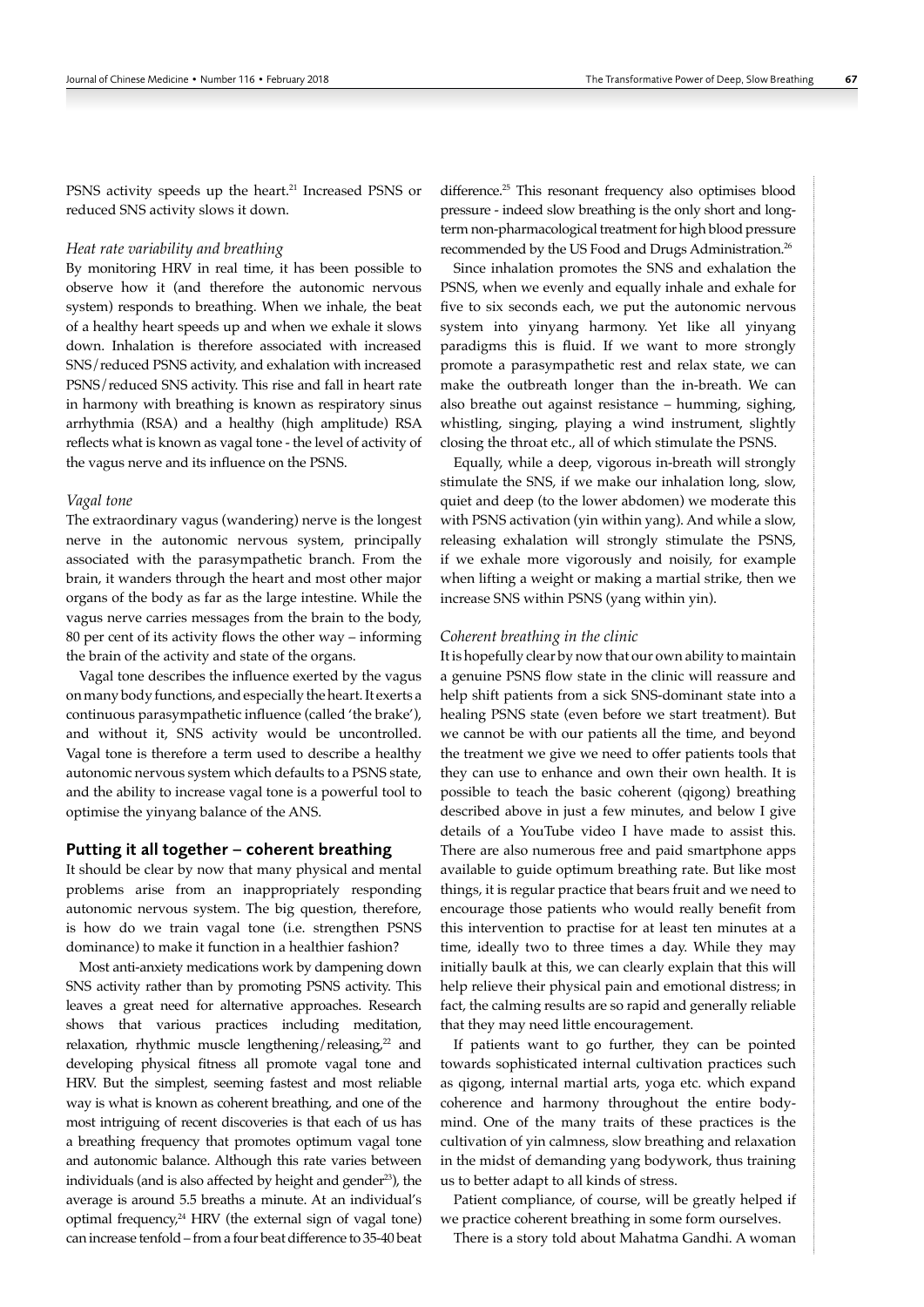PSNS activity speeds up the heart.[21] Increased PSNS or reduced SNS activity slows it down.

*Heat rate variability and breathing*

By monitoring HRV in real time, it has been possible to observe how it (and therefore the autonomic nervous system) responds to breathing. When we inhale, the beat of a healthy heart speeds up and when we exhale it slows down. Inhalation is therefore associated with increased SNS/reduced PSNS activity, and exhalation with increased PSNS/reduced SNS activity. This rise and fall in heart rate in harmony with breathing is known as respiratory sinus arrhythmia (RSA) and a healthy (high amplitude) RSA reflects what is known as vagal tone - the level of activity of the vagus nerve and its influence on the PSNS.

*Vagal tone*

The extraordinary vagus (wandering) nerve is the longest nerve in the autonomic nervous system, principally associated with the parasympathetic branch. From the brain, it wanders through the heart and most other major organs of the body as far as the large intestine. While the vagus nerve carries messages from the brain to the body, 80 per cent of its activity flows the other way – informing the brain of the activity and state of the organs.

Vagal tone describes the influence exerted by the vagus on many body functions, and especially the heart. It exerts a continuous parasympathetic influence (called 'the brake'), and without it, SNS activity would be uncontrolled. Vagal tone is therefore a term used to describe a healthy autonomic nervous system which defaults to a PSNS state, and the ability to increase vagal tone is a powerful tool to optimise the yinyang balance of the ANS.

## Putting it all together – coherent breathing

It should be clear by now that many physical and mental problems arise from an inappropriately responding autonomic nervous system. The big question, therefore, is how do we train vagal tone (i.e. strengthen PSNS dominance) to make it function in a healthier fashion?

Most anti-anxiety medications work by dampening down SNS activity rather than by promoting PSNS activity. This leaves a great need for alternative approaches. Research shows that various practices including meditation, relaxation, rhythmic muscle lengthening/releasing,[22] and developing physical fitness all promote vagal tone and HRV. But the simplest, seeming fastest and most reliable way is what is known as coherent breathing, and one of the most intriguing of recent discoveries is that each of us has a breathing frequency that promotes optimum vagal tone and autonomic balance. Although this rate varies between individuals (and is also affected by height and gender[23]), the average is around 5.5 breaths a minute. At an individual's optimal frequency,[24] HRV (the external sign of vagal tone) can increase tenfold – from a four beat difference to 35-40 beat difference.[25] This resonant frequency also optimises blood pressure - indeed slow breathing is the only short and long-term non-pharmacological treatment for high blood pressure recommended by the US Food and Drugs Administration.[26]

Since inhalation promotes the SNS and exhalation the PSNS, when we evenly and equally inhale and exhale for five to six seconds each, we put the autonomic nervous system into yinyang harmony. Yet like all yinyang paradigms this is fluid. If we want to more strongly promote a parasympathetic rest and relax state, we can make the outbreath longer than the in-breath. We can also breathe out against resistance – humming, sighing, whistling, singing, playing a wind instrument, slightly closing the throat etc., all of which stimulate the PSNS.

Equally, while a deep, vigorous in-breath will strongly stimulate the SNS, if we make our inhalation long, slow, quiet and deep (to the lower abdomen) we moderate this with PSNS activation (yin within yang). And while a slow, releasing exhalation will strongly stimulate the PSNS, if we exhale more vigorously and noisily, for example when lifting a weight or making a martial strike, then we increase SNS within PSNS (yang within yin).

*Coherent breathing in the clinic*

It is hopefully clear by now that our own ability to maintain a genuine PSNS flow state in the clinic will reassure and help shift patients from a sick SNS-dominant state into a healing PSNS state (even before we start treatment). But we cannot be with our patients all the time, and beyond the treatment we give we need to offer patients tools that they can use to enhance and own their own health. It is possible to teach the basic coherent (qigong) breathing described above in just a few minutes, and below I give details of a YouTube video I have made to assist this. There are also numerous free and paid smartphone apps available to guide optimum breathing rate. But like most things, it is regular practice that bears fruit and we need to encourage those patients who would really benefit from this intervention to practise for at least ten minutes at a time, ideally two to three times a day. While they may initially baulk at this, we can clearly explain that this will help relieve their physical pain and emotional distress; in fact, the calming results are so rapid and generally reliable that they may need little encouragement.

If patients want to go further, they can be pointed towards sophisticated internal cultivation practices such as qigong, internal martial arts, yoga etc. which expand coherence and harmony throughout the entire body-mind. One of the many traits of these practices is the cultivation of yin calmness, slow breathing and relaxation in the midst of demanding yang bodywork, thus training us to better adapt to all kinds of stress.

Patient compliance, of course, will be greatly helped if we practice coherent breathing in some form ourselves.

There is a story told about Mahatma Gandhi. A woman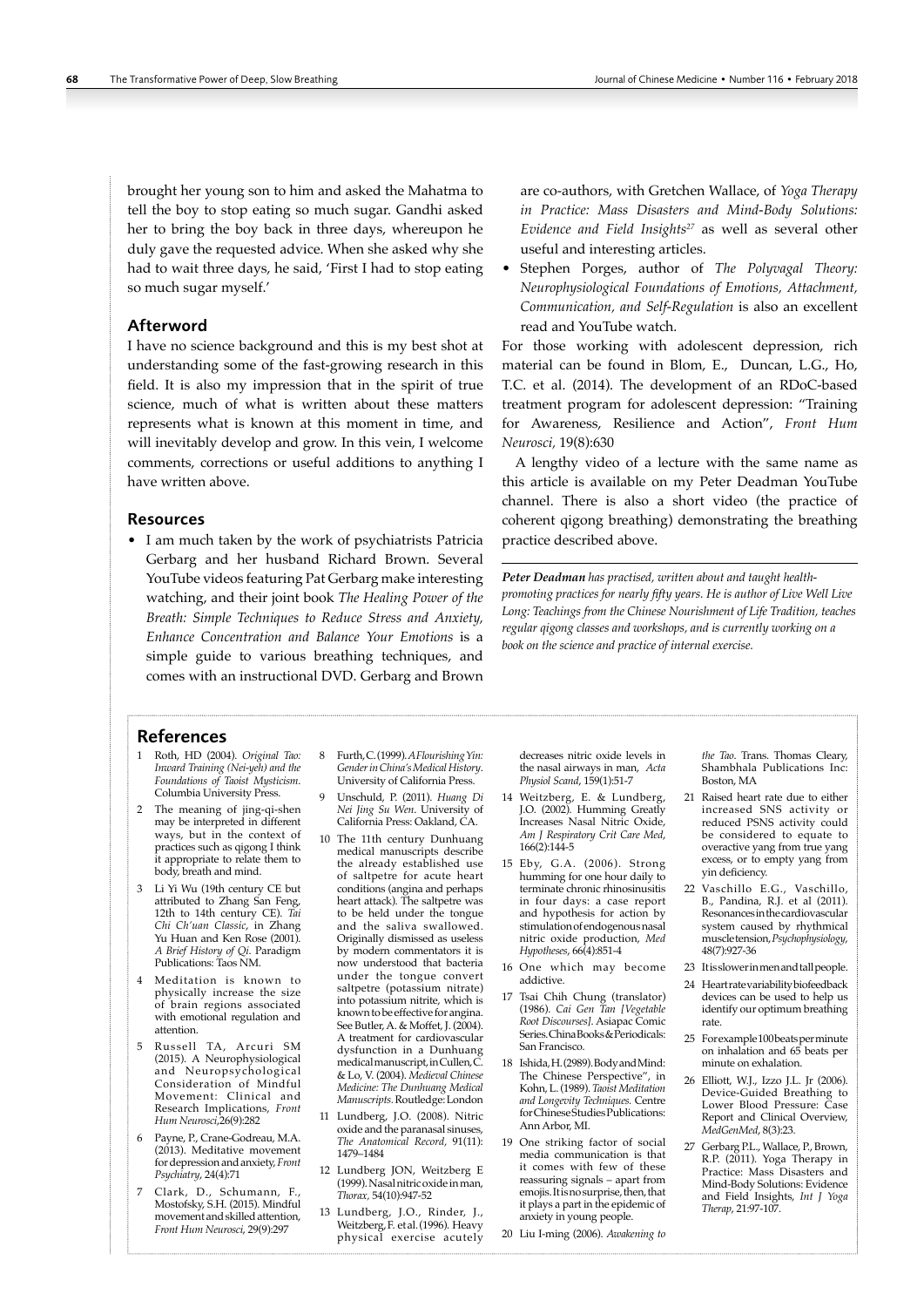brought her young son to him and asked the Mahatma to tell the boy to stop eating so much sugar. Gandhi asked her to bring the boy back in three days, whereupon he duly gave the requested advice. When she asked why she had to wait three days, he said, 'First I had to stop eating so much sugar myself.'

## Afterword

I have no science background and this is my best shot at understanding some of the fast-growing research in this field. It is also my impression that in the spirit of true science, much of what is written about these matters represents what is known at this moment in time, and will inevitably develop and grow. In this vein, I welcome comments, corrections or useful additions to anything I have written above.

## Resources

- I am much taken by the work of psychiatrists Patricia Gerbarg and her husband Richard Brown. Several YouTube videos featuring Pat Gerbarg make interesting watching, and their joint book *The Healing Power of the Breath: Simple Techniques to Reduce Stress and Anxiety, Enhance Concentration and Balance Your Emotions* is a simple guide to various breathing techniques, and comes with an instructional DVD. Gerbarg and Brown are co-authors, with Gretchen Wallace, of *Yoga Therapy in Practice: Mass Disasters and Mind-Body Solutions: Evidence and Field Insights*[27] as well as several other useful and interesting articles.
- Stephen Porges, author of *The Polyvagal Theory: Neurophysiological Foundations of Emotions, Attachment, Communication, and Self-Regulation* is also an excellent read and YouTube watch.

For those working with adolescent depression, rich material can be found in Blom, E., Duncan, L.G., Ho, T.C. et al. (2014). The development of an RDoC-based treatment program for adolescent depression: "Training for Awareness, Resilience and Action", *Front Hum Neurosci,* 19(8):630

A lengthy video of a lecture with the same name as this article is available on my Peter Deadman YouTube channel. There is also a short video (the practice of coherent qigong breathing) demonstrating the breathing practice described above.

***Peter Deadman*** *has practised, written about and taught health-promoting practices for nearly fifty years. He is author of Live Well Live Long: Teachings from the Chinese Nourishment of Life Tradition, teaches regular qigong classes and workshops, and is currently working on a book on the science and practice of internal exercise.*

## References

1. Roth, HD (2004). *Original Tao: Inward Training (Nei-yeh) and the Foundations of Taoist Mysticism*. Columbia University Press.
2. The meaning of jing-qi-shen may be interpreted in different ways, but in the context of practices such as qigong I think it appropriate to relate them to body, breath and mind.
3. Li Yi Wu (19th century CE but attributed to Zhang San Feng, 12th to 14th century CE). *Tai Chi Ch'uan Classic*, in Zhang Yu Huan and Ken Rose (2001). *A Brief History of Qi*. Paradigm Publications: Taos NM.
4. Meditation is known to physically increase the size of brain regions associated with emotional regulation and attention.
5. Russell TA, Arcuri SM (2015). A Neurophysiological and Neuropsychological Consideration of Mindful Movement: Clinical and Research Implications, *Front Hum Neurosci*,26(9):282
6. Payne, P., Crane-Godreau, M.A. (2013). Meditative movement for depression and anxiety, *Front Psychiatry*, 24(4):71
7. Clark, D., Schumann, F., Mostofsky, S.H. (2015). Mindful movement and skilled attention, *Front Hum Neurosci*, 29(9):297
8. Furth, C. (1999). *A Flourishing Yin: Gender in China's Medical History*. University of California Press.
9. Unschuld, P. (2011). *Huang Di Nei Jing Su Wen*. University of California Press: Oakland, CA.
10. The 11th century Dunhuang medical manuscripts describe the already established use of saltpetre for acute heart conditions (angina and perhaps heart attack). The saltpetre was to be held under the tongue and the saliva swallowed. Originally dismissed as useless by modern commentators it is now understood that bacteria under the tongue convert saltpetre (potassium nitrate) into potassium nitrite, which is known to be effective for angina. See Butler, A. & Moffet, J. (2004). A treatment for cardiovascular dysfunction in a Dunhuang medical manuscript, in Cullen, C. & Lo, V. (2004). *Medieval Chinese Medicine: The Dunhuang Medical Manuscripts*. Routledge: London
11. Lundberg, J.O. (2008). Nitric oxide and the paranasal sinuses, *The Anatomical Record*, 91(11): 1479–1484
12. Lundberg JON, Weitzberg E (1999). Nasal nitric oxide in man, *Thorax*, 54(10):947-52
13. Lundberg, J.O., Rinder, J., Weitzberg, F. et al. (1996). Heavy physical exercise acutely decreases nitric oxide levels in the nasal airways in man, *Acta Physiol Scand*, 159(1):51-7
14. Weitzberg, E. & Lundberg, J.O. (2002). Humming Greatly Increases Nasal Nitric Oxide, *Am J Respiratory Crit Care Med*, 166(2):144-5
15. Eby, G.A. (2006). Strong humming for one hour daily to terminate chronic rhinosinusitis in four days: a case report and hypothesis for action by stimulation of endogenous nasal nitric oxide production, *Med Hypotheses*, 66(4):851-4
16. One which may become addictive.
17. Tsai Chih Chung (translator) (1986). *Cai Gen Tan [Vegetable Root Discourses]*. Asiapac Comic Series. China Books & Periodicals: San Francisco.
18. Ishida, H. (2989). Body and Mind: The Chinese Perspective", in Kohn, L. (1989). *Taoist Meditation and Longevity Techniques.* Centre for Chinese Studies Publications: Ann Arbor, MI.
19. One striking factor of social media communication is that it comes with few of these reassuring signals – apart from emojis. It is no surprise, then, that it plays a part in the epidemic of anxiety in young people.
20. Liu I-ming (2006). *Awakening to the Tao*. Trans. Thomas Cleary, Shambhala Publications Inc: Boston, MA
21. Raised heart rate due to either increased SNS activity or reduced PSNS activity could be considered to equate to overactive yang from true yang excess, or to empty yang from yin deficiency.
22. Vaschillo E.G., Vaschillo, B., Pandina, R.J. et al (2011). Resonances in the cardiovascular system caused by rhythmical muscle tension, *Psychophysiology*, 48(7):927-36
23. It is slower in men and tall people.
24. Heart rate variability biofeedback devices can be used to help us identify our optimum breathing rate.
25. For example 100 beats per minute on inhalation and 65 beats per minute on exhalation.
26. Elliott, W.J., Izzo J.L. Jr (2006). Device-Guided Breathing to Lower Blood Pressure: Case Report and Clinical Overview, *MedGenMed*, 8(3):23.
27. Gerbarg P.L., Wallace, P., Brown, R.P. (2011). Yoga Therapy in Practice: Mass Disasters and Mind-Body Solutions: Evidence and Field Insights, *Int J Yoga Therap*, 21:97-107.